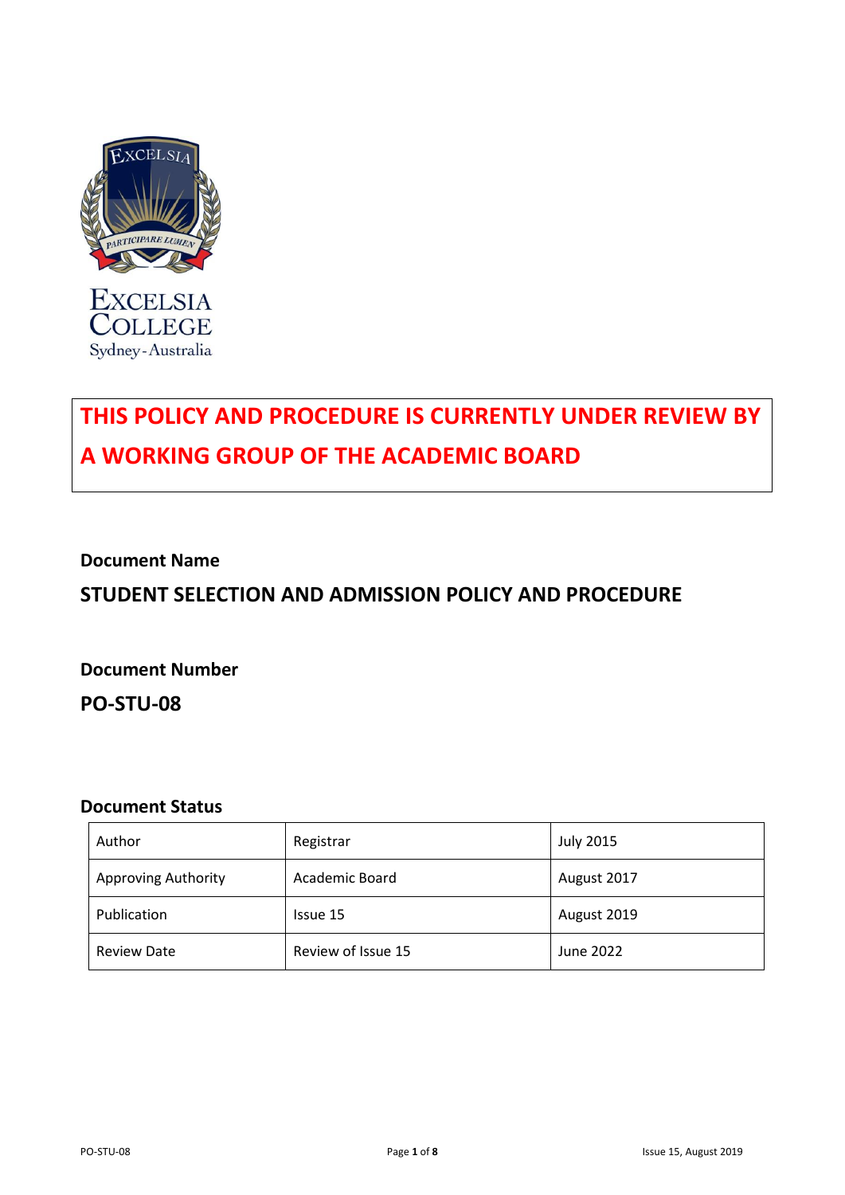EXCELSIA COLLEGE
Sydney - Australia

**THIS POLICY AND PROCEDURE IS CURRENTLY UNDER REVIEW BY A WORKING GROUP OF THE ACADEMIC BOARD**

**Document Name**

# STUDENT SELECTION AND ADMISSION POLICY AND PROCEDURE

**Document Number**

**PO-STU-08**

**Document Status**

| Author | Registrar | July 2015 |
|---|---|---|
| Approving Authority | Academic Board | August 2017 |
| Publication | Issue 15 | August 2019 |
| Review Date | Review of Issue 15 | June 2022 |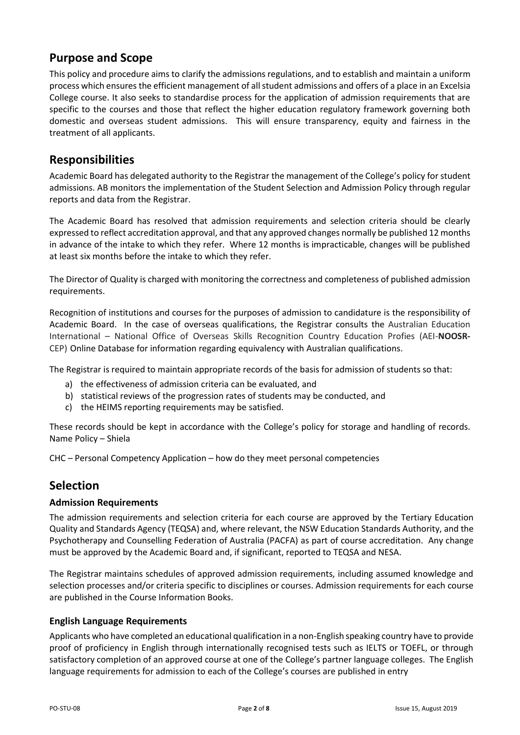## Purpose and Scope

This policy and procedure aims to clarify the admissions regulations, and to establish and maintain a uniform process which ensures the efficient management of all student admissions and offers of a place in an Excelsia College course. It also seeks to standardise process for the application of admission requirements that are specific to the courses and those that reflect the higher education regulatory framework governing both domestic and overseas student admissions. This will ensure transparency, equity and fairness in the treatment of all applicants.

## Responsibilities

Academic Board has delegated authority to the Registrar the management of the College's policy for student admissions. AB monitors the implementation of the Student Selection and Admission Policy through regular reports and data from the Registrar.

The Academic Board has resolved that admission requirements and selection criteria should be clearly expressed to reflect accreditation approval, and that any approved changes normally be published 12 months in advance of the intake to which they refer. Where 12 months is impracticable, changes will be published at least six months before the intake to which they refer.

The Director of Quality is charged with monitoring the correctness and completeness of published admission requirements.

Recognition of institutions and courses for the purposes of admission to candidature is the responsibility of Academic Board. In the case of overseas qualifications, the Registrar consults the Australian Education International – National Office of Overseas Skills Recognition Country Education Profies (AEI-**NOOSR-**CEP) Online Database for information regarding equivalency with Australian qualifications.

The Registrar is required to maintain appropriate records of the basis for admission of students so that:

a) the effectiveness of admission criteria can be evaluated, and
b) statistical reviews of the progression rates of students may be conducted, and
c) the HEIMS reporting requirements may be satisfied.

These records should be kept in accordance with the College's policy for storage and handling of records. Name Policy – Shiela

CHC – Personal Competency Application – how do they meet personal competencies

## Selection

### Admission Requirements

The admission requirements and selection criteria for each course are approved by the Tertiary Education Quality and Standards Agency (TEQSA) and, where relevant, the NSW Education Standards Authority, and the Psychotherapy and Counselling Federation of Australia (PACFA) as part of course accreditation. Any change must be approved by the Academic Board and, if significant, reported to TEQSA and NESA.

The Registrar maintains schedules of approved admission requirements, including assumed knowledge and selection processes and/or criteria specific to disciplines or courses. Admission requirements for each course are published in the Course Information Books.

### English Language Requirements

Applicants who have completed an educational qualification in a non-English speaking country have to provide proof of proficiency in English through internationally recognised tests such as IELTS or TOEFL, or through satisfactory completion of an approved course at one of the College's partner language colleges. The English language requirements for admission to each of the College's courses are published in entry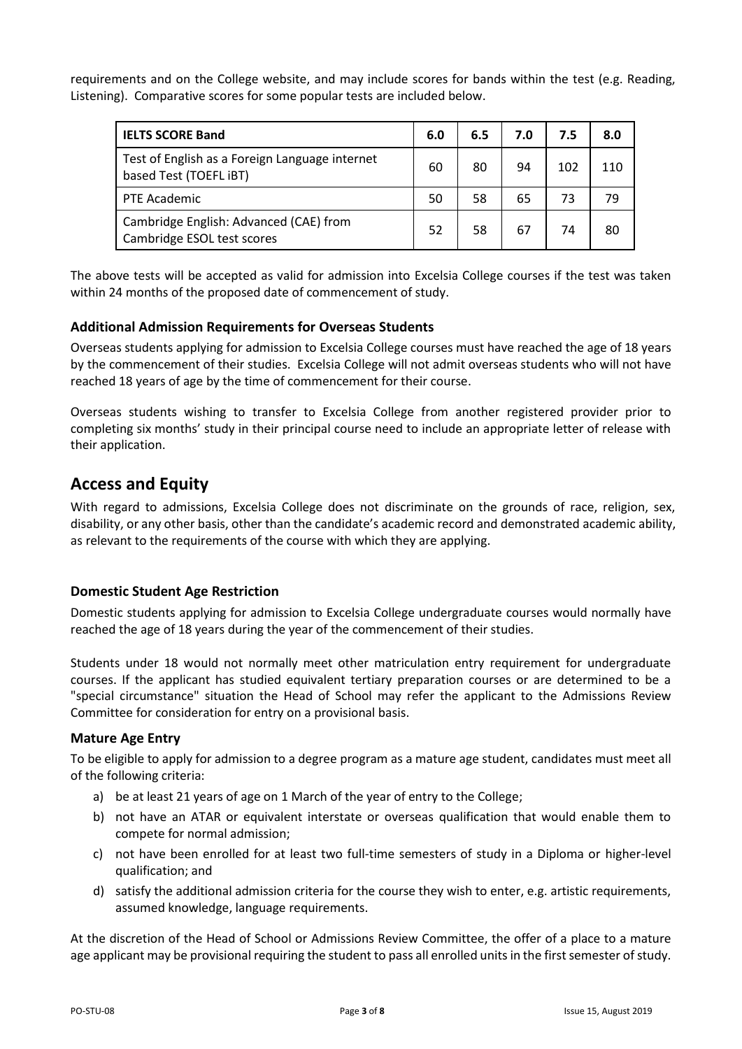requirements and on the College website, and may include scores for bands within the test (e.g. Reading, Listening). Comparative scores for some popular tests are included below.

| IELTS SCORE Band | 6.0 | 6.5 | 7.0 | 7.5 | 8.0 |
|---|---|---|---|---|---|
| Test of English as a Foreign Language internet based Test (TOEFL iBT) | 60 | 80 | 94 | 102 | 110 |
| PTE Academic | 50 | 58 | 65 | 73 | 79 |
| Cambridge English: Advanced (CAE) from Cambridge ESOL test scores | 52 | 58 | 67 | 74 | 80 |

The above tests will be accepted as valid for admission into Excelsia College courses if the test was taken within 24 months of the proposed date of commencement of study.

### Additional Admission Requirements for Overseas Students

Overseas students applying for admission to Excelsia College courses must have reached the age of 18 years by the commencement of their studies. Excelsia College will not admit overseas students who will not have reached 18 years of age by the time of commencement for their course.

Overseas students wishing to transfer to Excelsia College from another registered provider prior to completing six months' study in their principal course need to include an appropriate letter of release with their application.

## Access and Equity

With regard to admissions, Excelsia College does not discriminate on the grounds of race, religion, sex, disability, or any other basis, other than the candidate's academic record and demonstrated academic ability, as relevant to the requirements of the course with which they are applying.

### Domestic Student Age Restriction

Domestic students applying for admission to Excelsia College undergraduate courses would normally have reached the age of 18 years during the year of the commencement of their studies.

Students under 18 would not normally meet other matriculation entry requirement for undergraduate courses. If the applicant has studied equivalent tertiary preparation courses or are determined to be a "special circumstance" situation the Head of School may refer the applicant to the Admissions Review Committee for consideration for entry on a provisional basis.

### Mature Age Entry

To be eligible to apply for admission to a degree program as a mature age student, candidates must meet all of the following criteria:

a) be at least 21 years of age on 1 March of the year of entry to the College;
b) not have an ATAR or equivalent interstate or overseas qualification that would enable them to compete for normal admission;
c) not have been enrolled for at least two full-time semesters of study in a Diploma or higher-level qualification; and
d) satisfy the additional admission criteria for the course they wish to enter, e.g. artistic requirements, assumed knowledge, language requirements.

At the discretion of the Head of School or Admissions Review Committee, the offer of a place to a mature age applicant may be provisional requiring the student to pass all enrolled units in the first semester of study.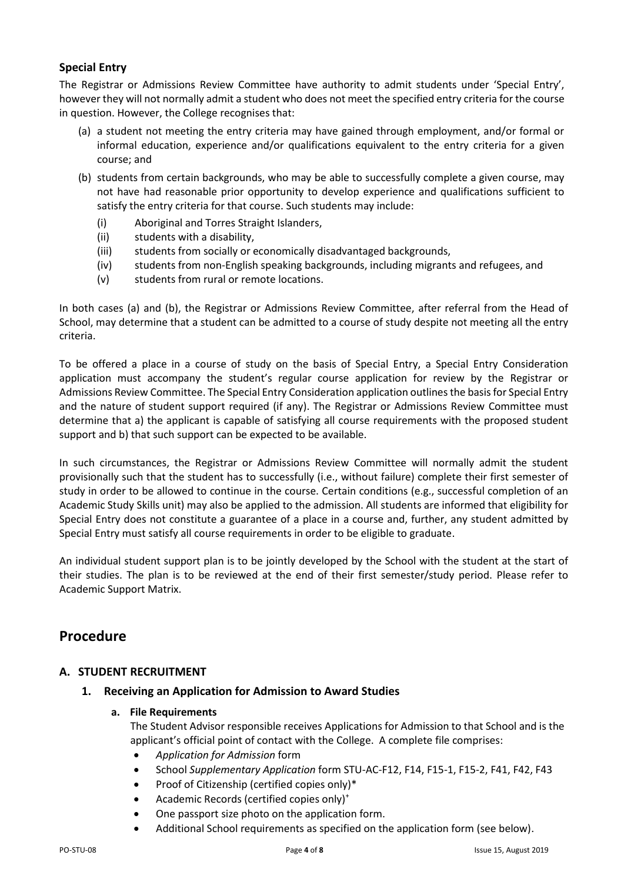### Special Entry

The Registrar or Admissions Review Committee have authority to admit students under 'Special Entry', however they will not normally admit a student who does not meet the specified entry criteria for the course in question. However, the College recognises that:

(a) a student not meeting the entry criteria may have gained through employment, and/or formal or informal education, experience and/or qualifications equivalent to the entry criteria for a given course; and

(b) students from certain backgrounds, who may be able to successfully complete a given course, may not have had reasonable prior opportunity to develop experience and qualifications sufficient to satisfy the entry criteria for that course. Such students may include:

- (i) Aboriginal and Torres Straight Islanders,
- (ii) students with a disability,
- (iii) students from socially or economically disadvantaged backgrounds,
- (iv) students from non-English speaking backgrounds, including migrants and refugees, and
- (v) students from rural or remote locations.

In both cases (a) and (b), the Registrar or Admissions Review Committee, after referral from the Head of School, may determine that a student can be admitted to a course of study despite not meeting all the entry criteria.

To be offered a place in a course of study on the basis of Special Entry, a Special Entry Consideration application must accompany the student's regular course application for review by the Registrar or Admissions Review Committee. The Special Entry Consideration application outlines the basis for Special Entry and the nature of student support required (if any). The Registrar or Admissions Review Committee must determine that a) the applicant is capable of satisfying all course requirements with the proposed student support and b) that such support can be expected to be available.

In such circumstances, the Registrar or Admissions Review Committee will normally admit the student provisionally such that the student has to successfully (i.e., without failure) complete their first semester of study in order to be allowed to continue in the course. Certain conditions (e.g., successful completion of an Academic Study Skills unit) may also be applied to the admission. All students are informed that eligibility for Special Entry does not constitute a guarantee of a place in a course and, further, any student admitted by Special Entry must satisfy all course requirements in order to be eligible to graduate.

An individual student support plan is to be jointly developed by the School with the student at the start of their studies. The plan is to be reviewed at the end of their first semester/study period. Please refer to Academic Support Matrix.

## Procedure

### A. STUDENT RECRUITMENT

#### 1. Receiving an Application for Admission to Award Studies

**a. File Requirements**

The Student Advisor responsible receives Applications for Admission to that School and is the applicant's official point of contact with the College. A complete file comprises:

- *Application for Admission* form
- School *Supplementary Application* form STU-AC-F12, F14, F15-1, F15-2, F41, F42, F43
- Proof of Citizenship (certified copies only)*
- Academic Records (certified copies only)+
- One passport size photo on the application form.
- Additional School requirements as specified on the application form (see below).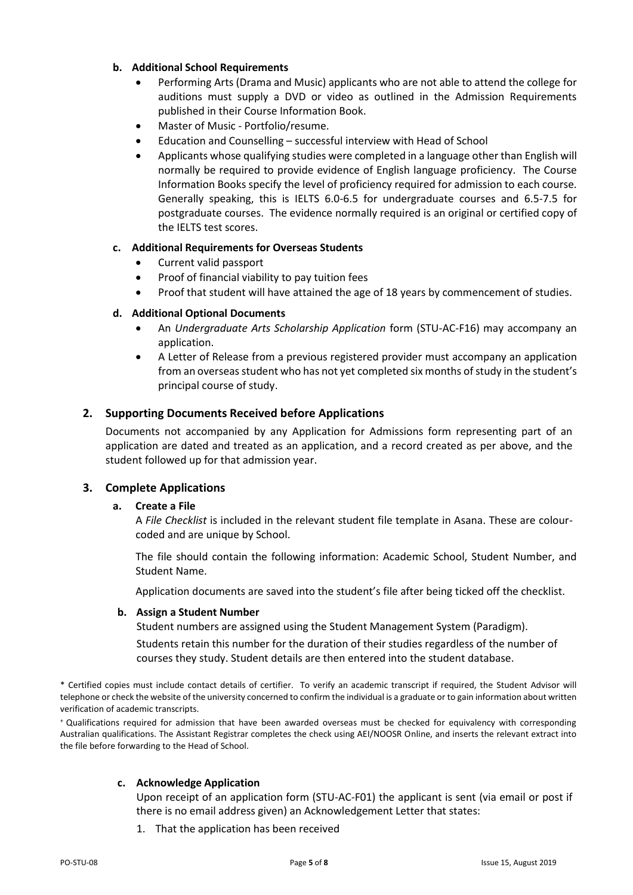#### b. Additional School Requirements

- Performing Arts (Drama and Music) applicants who are not able to attend the college for auditions must supply a DVD or video as outlined in the Admission Requirements published in their Course Information Book.
- Master of Music - Portfolio/resume.
- Education and Counselling – successful interview with Head of School
- Applicants whose qualifying studies were completed in a language other than English will normally be required to provide evidence of English language proficiency. The Course Information Books specify the level of proficiency required for admission to each course. Generally speaking, this is IELTS 6.0-6.5 for undergraduate courses and 6.5-7.5 for postgraduate courses. The evidence normally required is an original or certified copy of the IELTS test scores.

#### c. Additional Requirements for Overseas Students

- Current valid passport
- Proof of financial viability to pay tuition fees
- Proof that student will have attained the age of 18 years by commencement of studies.

#### d. Additional Optional Documents

- An *Undergraduate Arts Scholarship Application* form (STU-AC-F16) may accompany an application.
- A Letter of Release from a previous registered provider must accompany an application from an overseas student who has not yet completed six months of study in the student's principal course of study.

### 2. Supporting Documents Received before Applications

Documents not accompanied by any Application for Admissions form representing part of an application are dated and treated as an application, and a record created as per above, and the student followed up for that admission year.

### 3. Complete Applications

#### a. Create a File

A *File Checklist* is included in the relevant student file template in Asana. These are colour-coded and are unique by School.

The file should contain the following information: Academic School, Student Number, and Student Name.

Application documents are saved into the student's file after being ticked off the checklist.

#### b. Assign a Student Number

Student numbers are assigned using the Student Management System (Paradigm).

Students retain this number for the duration of their studies regardless of the number of courses they study. Student details are then entered into the student database.

\* Certified copies must include contact details of certifier. To verify an academic transcript if required, the Student Advisor will telephone or check the website of the university concerned to confirm the individual is a graduate or to gain information about written verification of academic transcripts.

[+] Qualifications required for admission that have been awarded overseas must be checked for equivalency with corresponding Australian qualifications. The Assistant Registrar completes the check using AEI/NOOSR Online, and inserts the relevant extract into the file before forwarding to the Head of School.

#### c. Acknowledge Application

Upon receipt of an application form (STU-AC-F01) the applicant is sent (via email or post if there is no email address given) an Acknowledgement Letter that states:

1. That the application has been received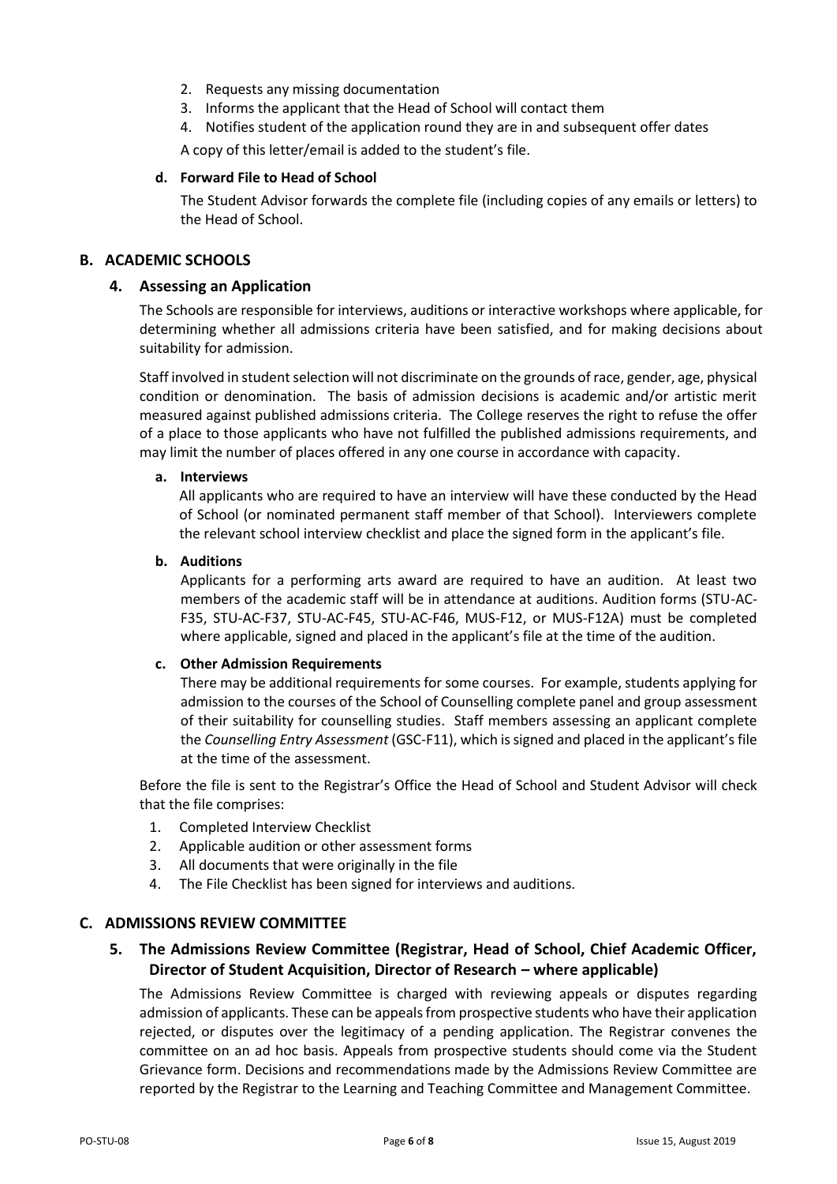2. Requests any missing documentation
3. Informs the applicant that the Head of School will contact them
4. Notifies student of the application round they are in and subsequent offer dates

A copy of this letter/email is added to the student's file.

**d. Forward File to Head of School**

The Student Advisor forwards the complete file (including copies of any emails or letters) to the Head of School.

## B. ACADEMIC SCHOOLS

### 4. Assessing an Application

The Schools are responsible for interviews, auditions or interactive workshops where applicable, for determining whether all admissions criteria have been satisfied, and for making decisions about suitability for admission.

Staff involved in student selection will not discriminate on the grounds of race, gender, age, physical condition or denomination. The basis of admission decisions is academic and/or artistic merit measured against published admissions criteria. The College reserves the right to refuse the offer of a place to those applicants who have not fulfilled the published admissions requirements, and may limit the number of places offered in any one course in accordance with capacity.

**a. Interviews**

All applicants who are required to have an interview will have these conducted by the Head of School (or nominated permanent staff member of that School). Interviewers complete the relevant school interview checklist and place the signed form in the applicant's file.

**b. Auditions**

Applicants for a performing arts award are required to have an audition. At least two members of the academic staff will be in attendance at auditions. Audition forms (STU-AC-F35, STU-AC-F37, STU-AC-F45, STU-AC-F46, MUS-F12, or MUS-F12A) must be completed where applicable, signed and placed in the applicant's file at the time of the audition.

**c. Other Admission Requirements**

There may be additional requirements for some courses. For example, students applying for admission to the courses of the School of Counselling complete panel and group assessment of their suitability for counselling studies. Staff members assessing an applicant complete the *Counselling Entry Assessment* (GSC-F11), which is signed and placed in the applicant's file at the time of the assessment.

Before the file is sent to the Registrar's Office the Head of School and Student Advisor will check that the file comprises:

1. Completed Interview Checklist
2. Applicable audition or other assessment forms
3. All documents that were originally in the file
4. The File Checklist has been signed for interviews and auditions.

## C. ADMISSIONS REVIEW COMMITTEE

### 5. The Admissions Review Committee (Registrar, Head of School, Chief Academic Officer, Director of Student Acquisition, Director of Research – where applicable)

The Admissions Review Committee is charged with reviewing appeals or disputes regarding admission of applicants. These can be appeals from prospective students who have their application rejected, or disputes over the legitimacy of a pending application. The Registrar convenes the committee on an ad hoc basis. Appeals from prospective students should come via the Student Grievance form. Decisions and recommendations made by the Admissions Review Committee are reported by the Registrar to the Learning and Teaching Committee and Management Committee.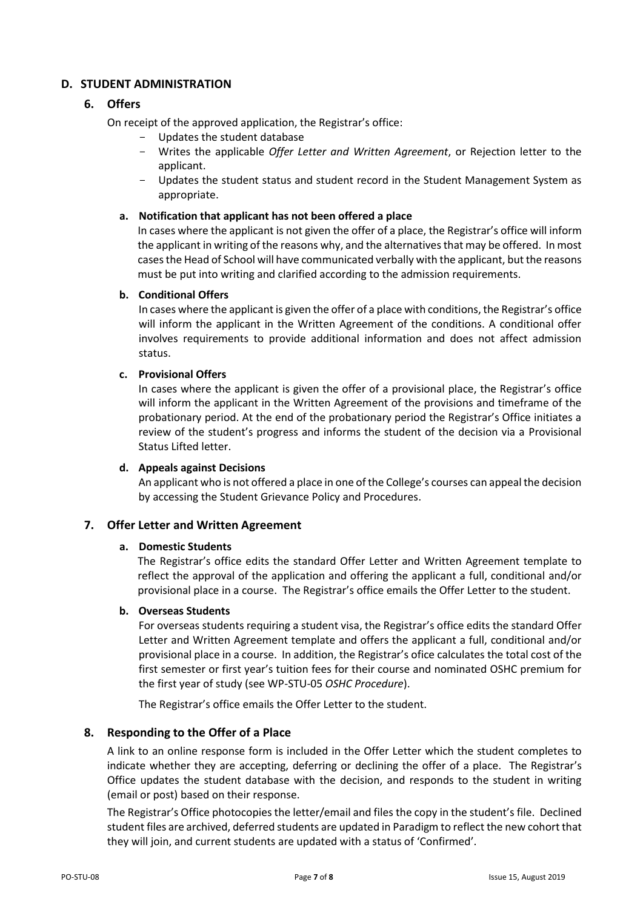## D. STUDENT ADMINISTRATION

### 6. Offers

On receipt of the approved application, the Registrar's office:

- Updates the student database
- Writes the applicable *Offer Letter and Written Agreement*, or Rejection letter to the applicant.
- Updates the student status and student record in the Student Management System as appropriate.

#### a. Notification that applicant has not been offered a place

In cases where the applicant is not given the offer of a place, the Registrar's office will inform the applicant in writing of the reasons why, and the alternatives that may be offered. In most cases the Head of School will have communicated verbally with the applicant, but the reasons must be put into writing and clarified according to the admission requirements.

#### b. Conditional Offers

In cases where the applicant is given the offer of a place with conditions, the Registrar's office will inform the applicant in the Written Agreement of the conditions. A conditional offer involves requirements to provide additional information and does not affect admission status.

#### c. Provisional Offers

In cases where the applicant is given the offer of a provisional place, the Registrar's office will inform the applicant in the Written Agreement of the provisions and timeframe of the probationary period. At the end of the probationary period the Registrar's Office initiates a review of the student's progress and informs the student of the decision via a Provisional Status Lifted letter.

#### d. Appeals against Decisions

An applicant who is not offered a place in one of the College's courses can appeal the decision by accessing the Student Grievance Policy and Procedures.

### 7. Offer Letter and Written Agreement

#### a. Domestic Students

The Registrar's office edits the standard Offer Letter and Written Agreement template to reflect the approval of the application and offering the applicant a full, conditional and/or provisional place in a course. The Registrar's office emails the Offer Letter to the student.

#### b. Overseas Students

For overseas students requiring a student visa, the Registrar's office edits the standard Offer Letter and Written Agreement template and offers the applicant a full, conditional and/or provisional place in a course. In addition, the Registrar's ofice calculates the total cost of the first semester or first year's tuition fees for their course and nominated OSHC premium for the first year of study (see WP-STU-05 *OSHC Procedure*).

The Registrar's office emails the Offer Letter to the student.

### 8. Responding to the Offer of a Place

A link to an online response form is included in the Offer Letter which the student completes to indicate whether they are accepting, deferring or declining the offer of a place. The Registrar's Office updates the student database with the decision, and responds to the student in writing (email or post) based on their response.

The Registrar's Office photocopies the letter/email and files the copy in the student's file. Declined student files are archived, deferred students are updated in Paradigm to reflect the new cohort that they will join, and current students are updated with a status of 'Confirmed'.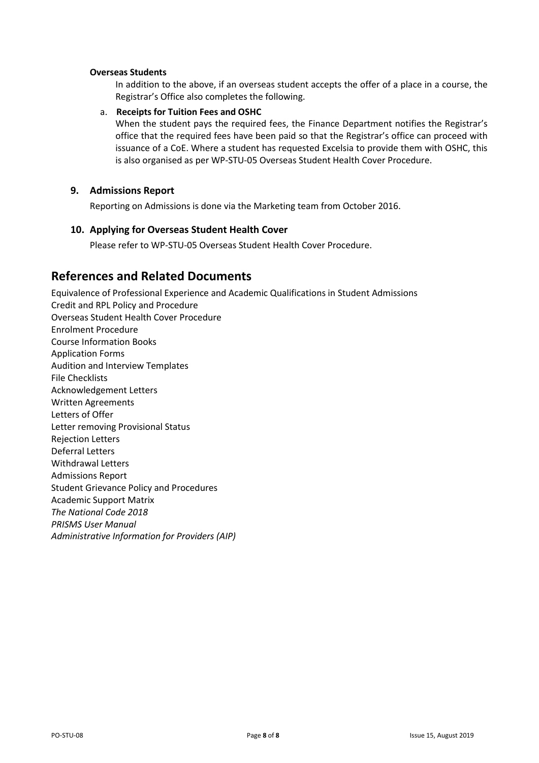**Overseas Students**

In addition to the above, if an overseas student accepts the offer of a place in a course, the Registrar's Office also completes the following.

a. **Receipts for Tuition Fees and OSHC**

When the student pays the required fees, the Finance Department notifies the Registrar's office that the required fees have been paid so that the Registrar's office can proceed with issuance of a CoE. Where a student has requested Excelsia to provide them with OSHC, this is also organised as per WP-STU-05 Overseas Student Health Cover Procedure.

### 9. Admissions Report

Reporting on Admissions is done via the Marketing team from October 2016.

### 10. Applying for Overseas Student Health Cover

Please refer to WP-STU-05 Overseas Student Health Cover Procedure.

## References and Related Documents

Equivalence of Professional Experience and Academic Qualifications in Student Admissions
Credit and RPL Policy and Procedure
Overseas Student Health Cover Procedure
Enrolment Procedure
Course Information Books
Application Forms
Audition and Interview Templates
File Checklists
Acknowledgement Letters
Written Agreements
Letters of Offer
Letter removing Provisional Status
Rejection Letters
Deferral Letters
Withdrawal Letters
Admissions Report
Student Grievance Policy and Procedures
Academic Support Matrix
*The National Code 2018*
*PRISMS User Manual*
*Administrative Information for Providers (AIP)*